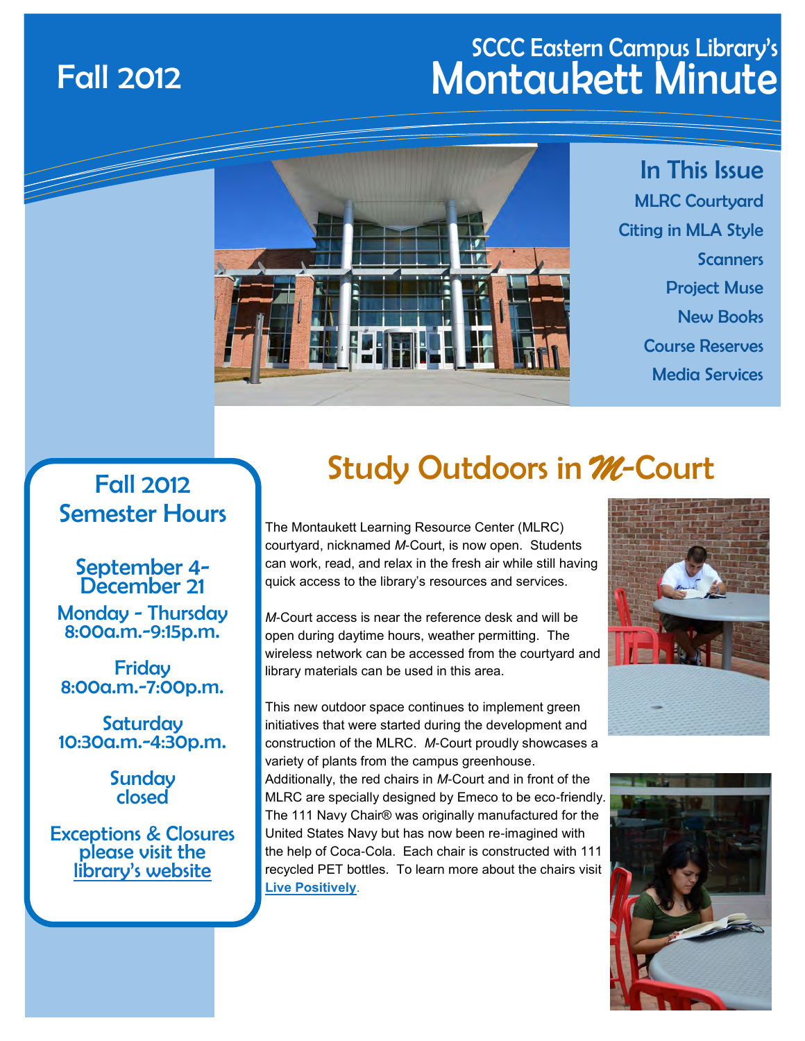# SCCC Eastern Campus Library's Montaukett Minute

Fall 2012

## In This Issue

- MLRC Courtyard
- Citing in MLA Style
- Scanners
- Project Muse
- New Books
- Course Reserves
- Media Services

## Fall 2012 Semester Hours

**September 4-December 21**

**Monday - Thursday**
8:00a.m.-9:15p.m.

**Friday**
8:00a.m.-7:00p.m.

**Saturday**
10:30a.m.-4:30p.m.

**Sunday**
closed

**Exceptions & Closures** please visit the library's website

## Study Outdoors in *M*-Court

The Montaukett Learning Resource Center (MLRC) courtyard, nicknamed *M*-Court, is now open. Students can work, read, and relax in the fresh air while still having quick access to the library's resources and services.

*M*-Court access is near the reference desk and will be open during daytime hours, weather permitting. The wireless network can be accessed from the courtyard and library materials can be used in this area.

This new outdoor space continues to implement green initiatives that were started during the development and construction of the MLRC. *M*-Court proudly showcases a variety of plants from the campus greenhouse. Additionally, the red chairs in *M*-Court and in front of the MLRC are specially designed by Emeco to be eco-friendly. The 111 Navy Chair® was originally manufactured for the United States Navy but has now been re-imagined with the help of Coca-Cola. Each chair is constructed with 111 recycled PET bottles. To learn more about the chairs visit **Live Positively**.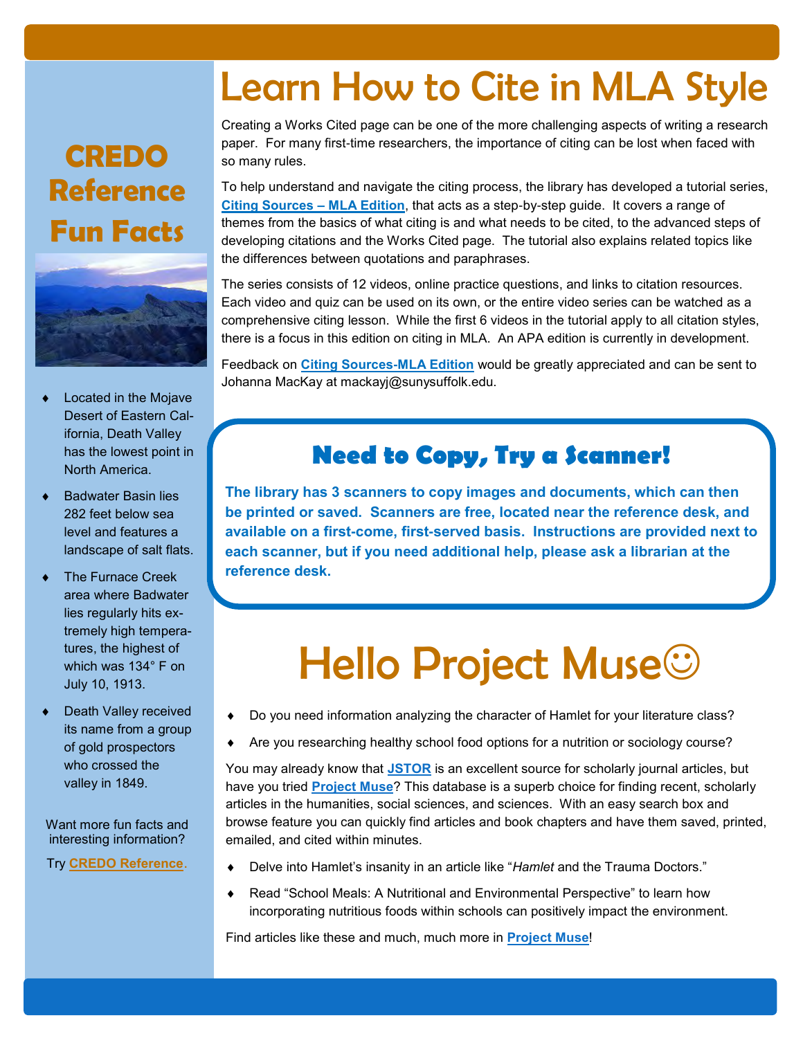# Learn How to Cite in MLA Style

Creating a Works Cited page can be one of the more challenging aspects of writing a research paper. For many first-time researchers, the importance of citing can be lost when faced with so many rules.

To help understand and navigate the citing process, the library has developed a tutorial series, **Citing Sources – MLA Edition**, that acts as a step-by-step guide. It covers a range of themes from the basics of what citing is and what needs to be cited, to the advanced steps of developing citations and the Works Cited page. The tutorial also explains related topics like the differences between quotations and paraphrases.

The series consists of 12 videos, online practice questions, and links to citation resources. Each video and quiz can be used on its own, or the entire video series can be watched as a comprehensive citing lesson. While the first 6 videos in the tutorial apply to all citation styles, there is a focus in this edition on citing in MLA. An APA edition is currently in development.

Feedback on **Citing Sources-MLA Edition** would be greatly appreciated and can be sent to Johanna MacKay at mackayj@sunysuffolk.edu.

## Need to Copy, Try a Scanner!

**The library has 3 scanners to copy images and documents, which can then be printed or saved. Scanners are free, located near the reference desk, and available on a first-come, first-served basis. Instructions are provided next to each scanner, but if you need additional help, please ask a librarian at the reference desk.**

# Hello Project Muse☺

- Do you need information analyzing the character of Hamlet for your literature class?
- Are you researching healthy school food options for a nutrition or sociology course?

You may already know that **JSTOR** is an excellent source for scholarly journal articles, but have you tried **Project Muse**? This database is a superb choice for finding recent, scholarly articles in the humanities, social sciences, and sciences. With an easy search box and browse feature you can quickly find articles and book chapters and have them saved, printed, emailed, and cited within minutes.

- Delve into Hamlet's insanity in an article like "*Hamlet* and the Trauma Doctors."
- Read "School Meals: A Nutritional and Environmental Perspective" to learn how incorporating nutritious foods within schools can positively impact the environment.

Find articles like these and much, much more in **Project Muse**!

## CREDO Reference Fun Facts

- Located in the Mojave Desert of Eastern California, Death Valley has the lowest point in North America.
- Badwater Basin lies 282 feet below sea level and features a landscape of salt flats.
- The Furnace Creek area where Badwater lies regularly hits extremely high temperatures, the highest of which was 134° F on July 10, 1913.
- Death Valley received its name from a group of gold prospectors who crossed the valley in 1849.

Want more fun facts and interesting information?

Try **CREDO Reference**.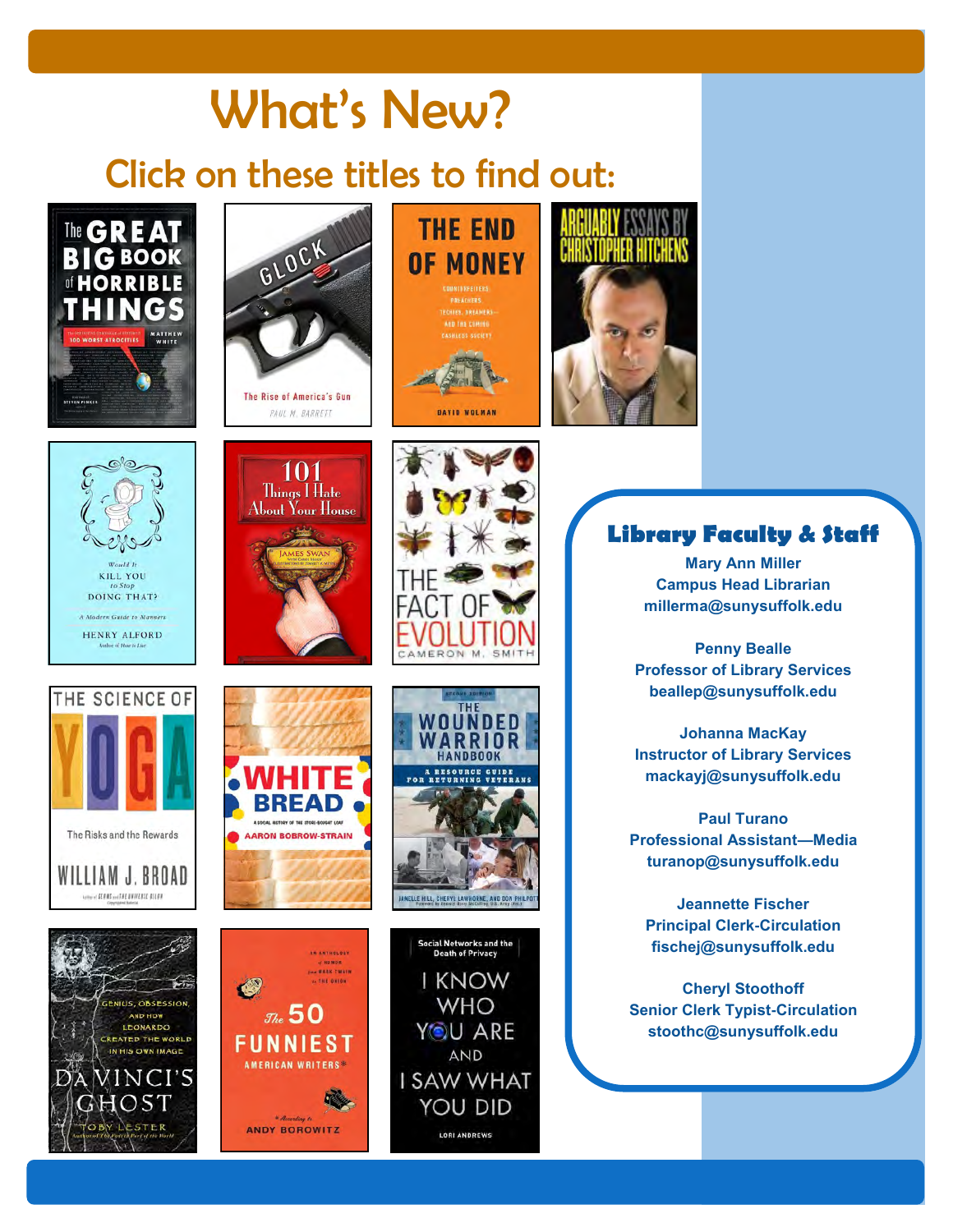# What's New?

## Click on these titles to find out:

- The Great Big Book of Horrible Things — Matthew White
- Glock: The Rise of America's Gun — Paul M. Barrett
- The End of Money — David Wolman
- Arguably: Essays by Christopher Hitchens
- Would It Kill You to Stop Doing That? — Henry Alford
- 101 Things I Hate About Your House — James Swan
- The Fact of Evolution — Cameron M. Smith
- The Science of Yoga: The Risks and the Rewards — William J. Broad
- White Bread — Aaron Bobrow-Strain
- The Wounded Warrior Handbook — Janelle Hill, Cheryl Lawhorne, and Don Philpott
- Da Vinci's Ghost — Toby Lester
- The 50 Funniest American Writers — Andy Borowitz
- I Know Who You Are and I Saw What You Did — Lori Andrews

### Library Faculty & Staff

**Mary Ann Miller**
Campus Head Librarian
millerma@sunysuffolk.edu

**Penny Bealle**
Professor of Library Services
beallep@sunysuffolk.edu

**Johanna MacKay**
Instructor of Library Services
mackayj@sunysuffolk.edu

**Paul Turano**
Professional Assistant—Media
turanop@sunysuffolk.edu

**Jeannette Fischer**
Principal Clerk-Circulation
fischej@sunysuffolk.edu

**Cheryl Stoothoff**
Senior Clerk Typist-Circulation
stoothc@sunysuffolk.edu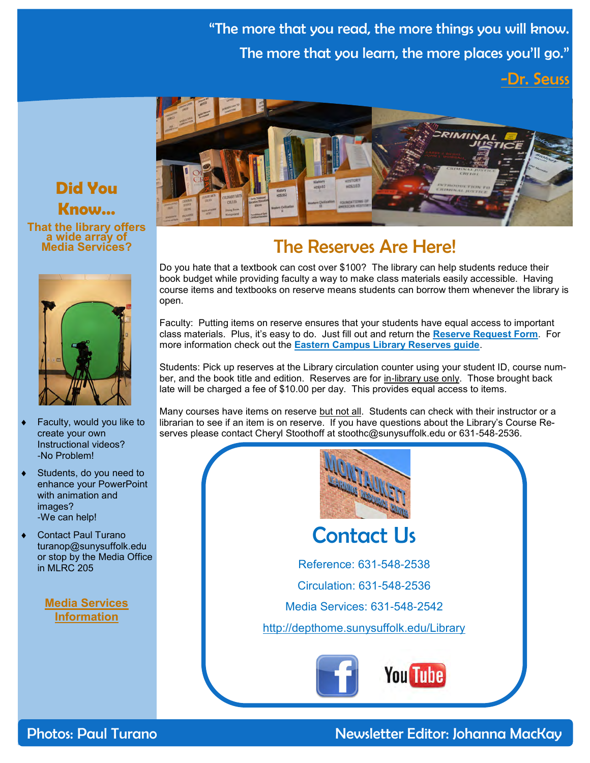"The more that you read, the more things you will know.

The more that you learn, the more places you'll go."

-Dr. Seuss

## Did You Know...

**That the library offers a wide array of Media Services?**

- Faculty, would you like to create your own Instructional videos?
  -No Problem!
- Students, do you need to enhance your PowerPoint with animation and images?
  -We can help!
- Contact Paul Turano turanop@sunysuffolk.edu or stop by the Media Office in MLRC 205

**Media Services Information**

## The Reserves Are Here!

Do you hate that a textbook can cost over $100? The library can help students reduce their book budget while providing faculty a way to make class materials easily accessible. Having course items and textbooks on reserve means students can borrow them whenever the library is open.

Faculty: Putting items on reserve ensures that your students have equal access to important class materials. Plus, it's easy to do. Just fill out and return the **Reserve Request Form**. For more information check out the **Eastern Campus Library Reserves guide**.

Students: Pick up reserves at the Library circulation counter using your student ID, course number, and the book title and edition. Reserves are for in-library use only. Those brought back late will be charged a fee of $10.00 per day. This provides equal access to items.

Many courses have items on reserve but not all. Students can check with their instructor or a librarian to see if an item is on reserve. If you have questions about the Library's Course Reserves please contact Cheryl Stoothoff at stoothc@sunysuffolk.edu or 631-548-2536.

## Contact Us

Reference: 631-548-2538

Circulation: 631-548-2536

Media Services: 631-548-2542

http://depthome.sunysuffolk.edu/Library

Photos: Paul Turano

Newsletter Editor: Johanna MacKay